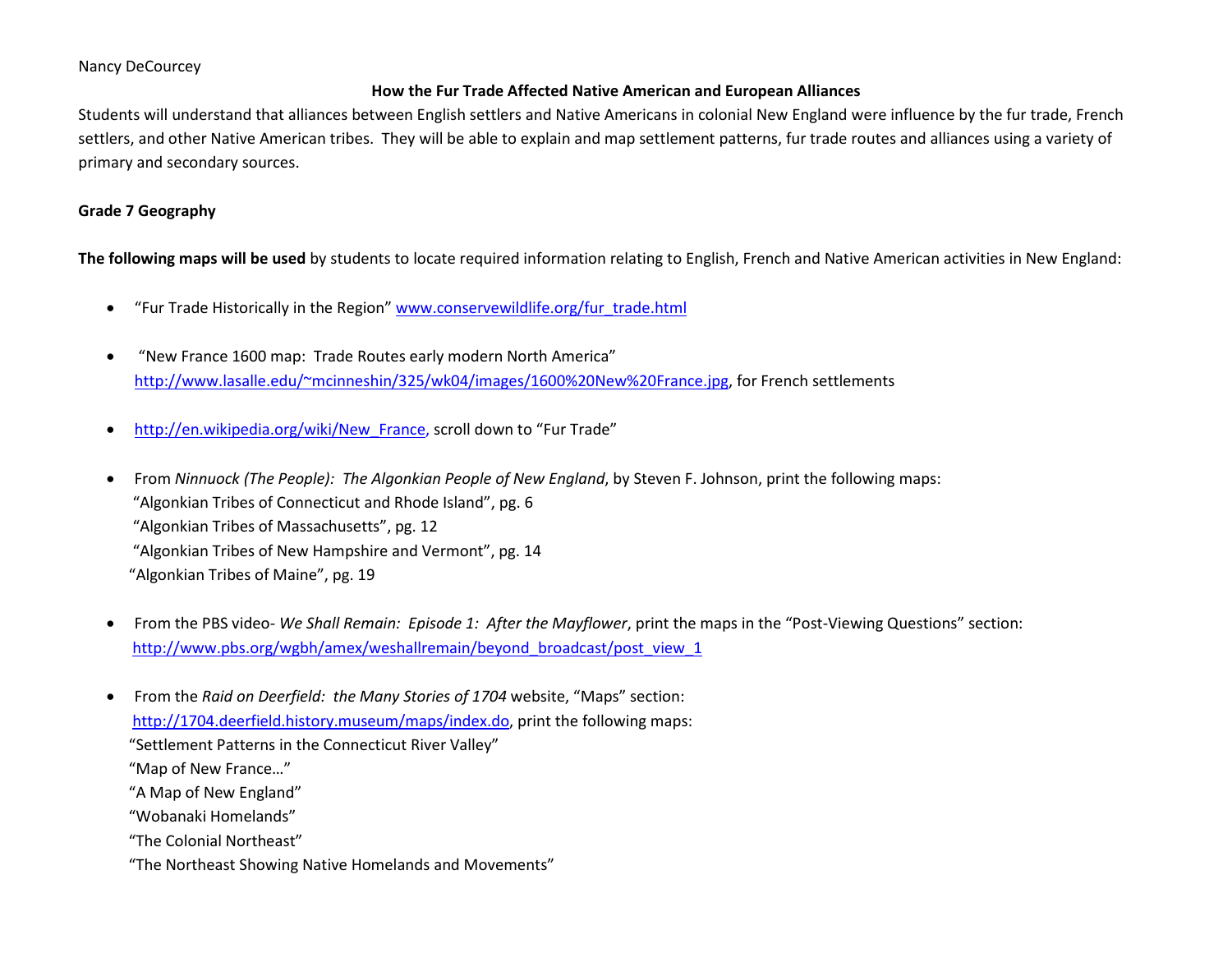Nancy DeCourcey

## How the Fur Trade Affected Native American and European Alliances

Students will understand that alliances between English settlers and Native Americans in colonial New England were influence by the fur trade, French settlers, and other Native American tribes. They will be able to explain and map settlement patterns, fur trade routes and alliances using a variety of primary and secondary sources.

**Grade 7 Geography**

**The following maps will be used** by students to locate required information relating to English, French and Native American activities in New England:

- "Fur Trade Historically in the Region" www.conservewildlife.org/fur_trade.html
- "New France 1600 map: Trade Routes early modern North America" http://www.lasalle.edu/~mcinneshin/325/wk04/images/1600%20New%20France.jpg, for French settlements
- http://en.wikipedia.org/wiki/New_France, scroll down to "Fur Trade"
- From *Ninnuock (The People): The Algonkian People of New England*, by Steven F. Johnson, print the following maps:
  "Algonkian Tribes of Connecticut and Rhode Island", pg. 6
  "Algonkian Tribes of Massachusetts", pg. 12
  "Algonkian Tribes of New Hampshire and Vermont", pg. 14
  "Algonkian Tribes of Maine", pg. 19
- From the PBS video- *We Shall Remain: Episode 1: After the Mayflower*, print the maps in the "Post-Viewing Questions" section: http://www.pbs.org/wgbh/amex/weshallremain/beyond_broadcast/post_view_1
- From the *Raid on Deerfield: the Many Stories of 1704* website, "Maps" section: http://1704.deerfield.history.museum/maps/index.do, print the following maps:
  "Settlement Patterns in the Connecticut River Valley"
  "Map of New France…"
  "A Map of New England"
  "Wobanaki Homelands"
  "The Colonial Northeast"
  "The Northeast Showing Native Homelands and Movements"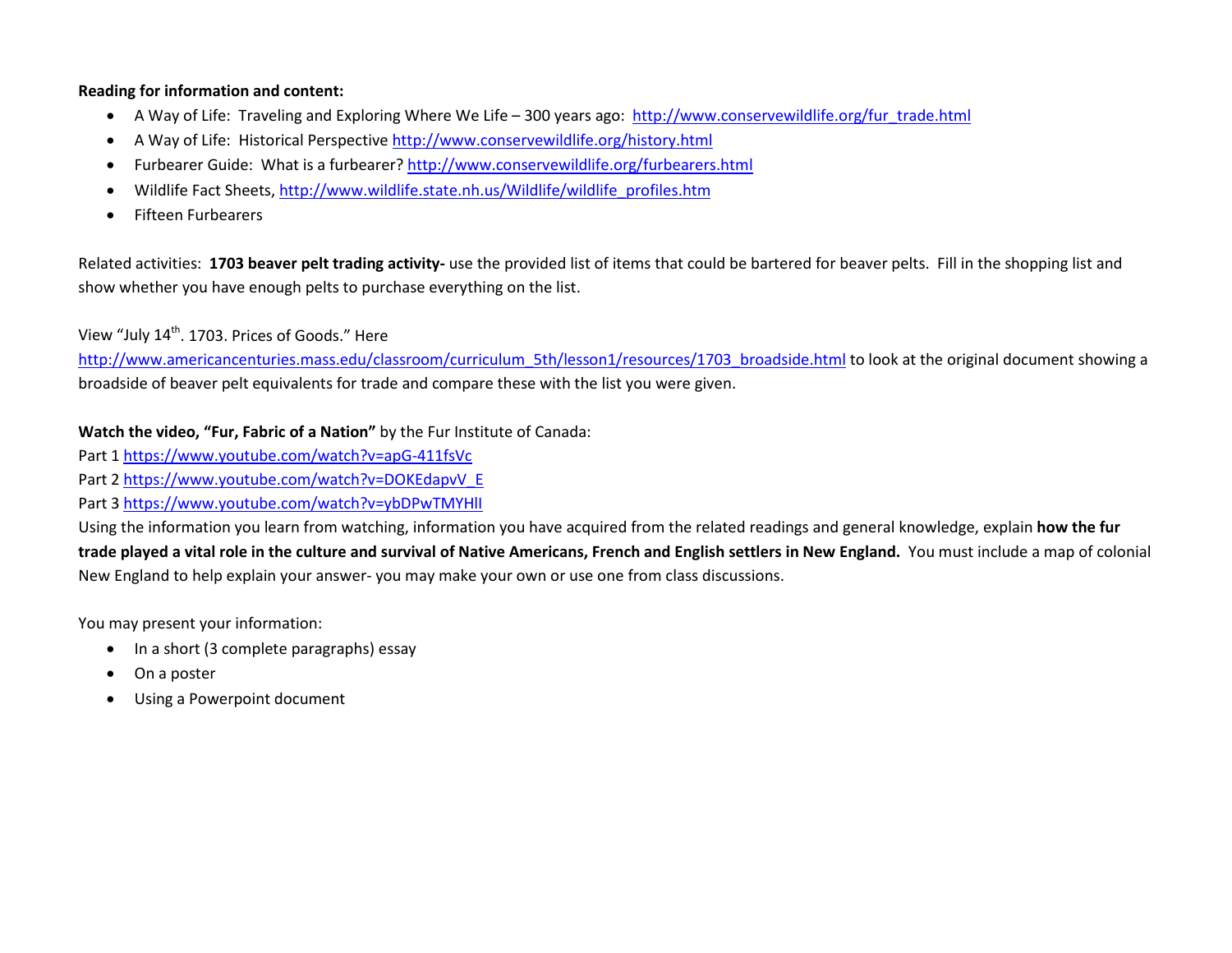**Reading for information and content:**

- A Way of Life: Traveling and Exploring Where We Life – 300 years ago: http://www.conservewildlife.org/fur_trade.html
- A Way of Life: Historical Perspective http://www.conservewildlife.org/history.html
- Furbearer Guide: What is a furbearer? http://www.conservewildlife.org/furbearers.html
- Wildlife Fact Sheets, http://www.wildlife.state.nh.us/Wildlife/wildlife_profiles.htm
- Fifteen Furbearers

Related activities: **1703 beaver pelt trading activity-** use the provided list of items that could be bartered for beaver pelts. Fill in the shopping list and show whether you have enough pelts to purchase everything on the list.

View "July 14th. 1703. Prices of Goods." Here http://www.americancenturies.mass.edu/classroom/curriculum_5th/lesson1/resources/1703_broadside.html to look at the original document showing a broadside of beaver pelt equivalents for trade and compare these with the list you were given.

**Watch the video, "Fur, Fabric of a Nation"** by the Fur Institute of Canada:
Part 1 https://www.youtube.com/watch?v=apG-411fsVc
Part 2 https://www.youtube.com/watch?v=DOKEdapvV_E
Part 3 https://www.youtube.com/watch?v=ybDPwTMYHlI
Using the information you learn from watching, information you have acquired from the related readings and general knowledge, explain **how the fur trade played a vital role in the culture and survival of Native Americans, French and English settlers in New England.** You must include a map of colonial New England to help explain your answer- you may make your own or use one from class discussions.

You may present your information:

- In a short (3 complete paragraphs) essay
- On a poster
- Using a Powerpoint document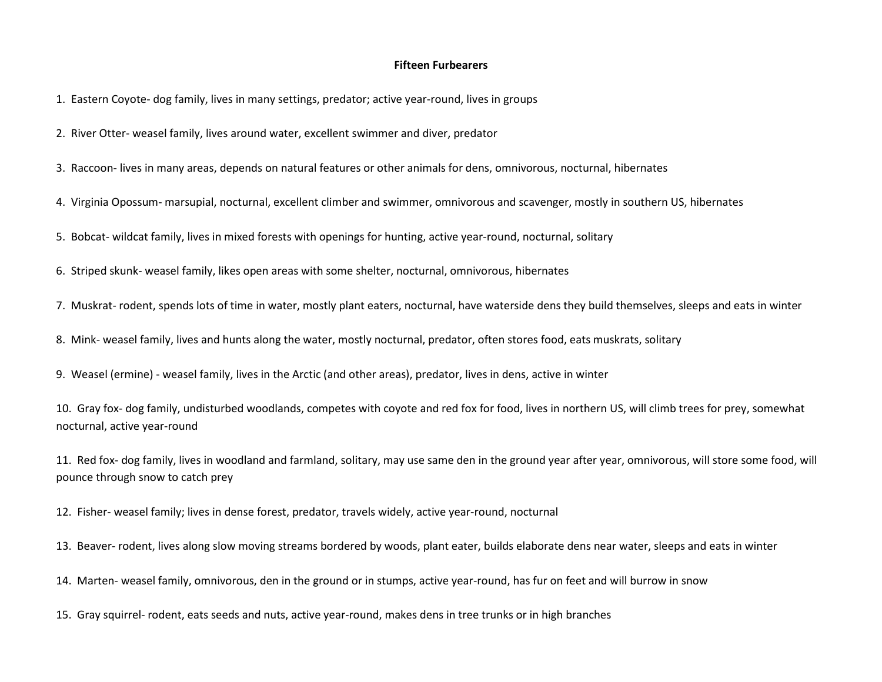**Fifteen Furbearers**

1. Eastern Coyote- dog family, lives in many settings, predator; active year-round, lives in groups

2. River Otter- weasel family, lives around water, excellent swimmer and diver, predator

3. Raccoon- lives in many areas, depends on natural features or other animals for dens, omnivorous, nocturnal, hibernates

4. Virginia Opossum- marsupial, nocturnal, excellent climber and swimmer, omnivorous and scavenger, mostly in southern US, hibernates

5. Bobcat- wildcat family, lives in mixed forests with openings for hunting, active year-round, nocturnal, solitary

6. Striped skunk- weasel family, likes open areas with some shelter, nocturnal, omnivorous, hibernates

7. Muskrat- rodent, spends lots of time in water, mostly plant eaters, nocturnal, have waterside dens they build themselves, sleeps and eats in winter

8. Mink- weasel family, lives and hunts along the water, mostly nocturnal, predator, often stores food, eats muskrats, solitary

9. Weasel (ermine) - weasel family, lives in the Arctic (and other areas), predator, lives in dens, active in winter

10. Gray fox- dog family, undisturbed woodlands, competes with coyote and red fox for food, lives in northern US, will climb trees for prey, somewhat nocturnal, active year-round

11. Red fox- dog family, lives in woodland and farmland, solitary, may use same den in the ground year after year, omnivorous, will store some food, will pounce through snow to catch prey

12. Fisher- weasel family; lives in dense forest, predator, travels widely, active year-round, nocturnal

13. Beaver- rodent, lives along slow moving streams bordered by woods, plant eater, builds elaborate dens near water, sleeps and eats in winter

14. Marten- weasel family, omnivorous, den in the ground or in stumps, active year-round, has fur on feet and will burrow in snow

15. Gray squirrel- rodent, eats seeds and nuts, active year-round, makes dens in tree trunks or in high branches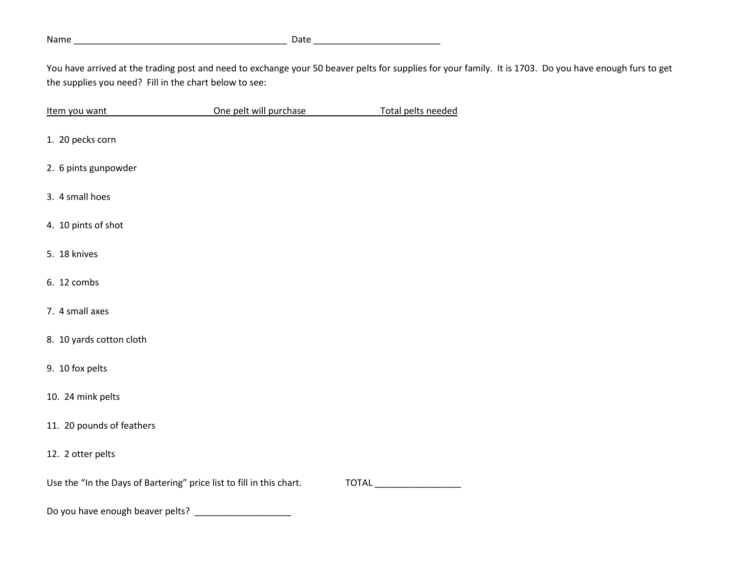Name ___________________________________________ Date __________________________

You have arrived at the trading post and need to exchange your 50 beaver pelts for supplies for your family. It is 1703. Do you have enough furs to get the supplies you need? Fill in the chart below to see:

| Item you want | One pelt will purchase | Total pelts needed |
|---|---|---|
| 1. 20 pecks corn | | |
| 2. 6 pints gunpowder | | |
| 3. 4 small hoes | | |
| 4. 10 pints of shot | | |
| 5. 18 knives | | |
| 6. 12 combs | | |
| 7. 4 small axes | | |
| 8. 10 yards cotton cloth | | |
| 9. 10 fox pelts | | |
| 10. 24 mink pelts | | |
| 11. 20 pounds of feathers | | |
| 12. 2 otter pelts | | |

Use the "In the Days of Bartering" price list to fill in this chart. TOTAL _________________

Do you have enough beaver pelts? ___________________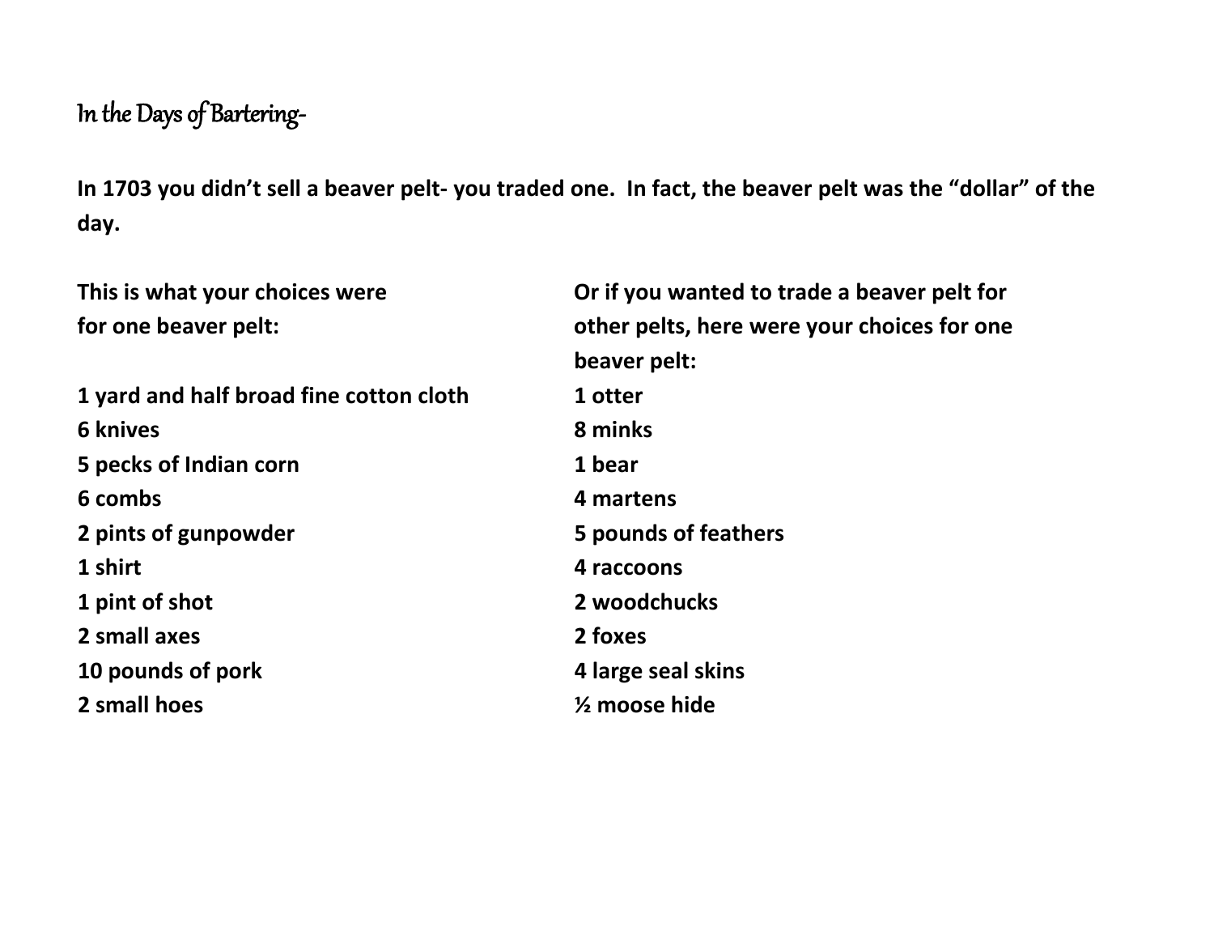# In the Days of Bartering-

**In 1703 you didn't sell a beaver pelt- you traded one. In fact, the beaver pelt was the "dollar" of the day.**

**This is what your choices were for one beaver pelt:**

**1 yard and half broad fine cotton cloth**
**6 knives**
**5 pecks of Indian corn**
**6 combs**
**2 pints of gunpowder**
**1 shirt**
**1 pint of shot**
**2 small axes**
**10 pounds of pork**
**2 small hoes**

**Or if you wanted to trade a beaver pelt for other pelts, here were your choices for one beaver pelt:**

**1 otter**
**8 minks**
**1 bear**
**4 martens**
**5 pounds of feathers**
**4 raccoons**
**2 woodchucks**
**2 foxes**
**4 large seal skins**
**½ moose hide**